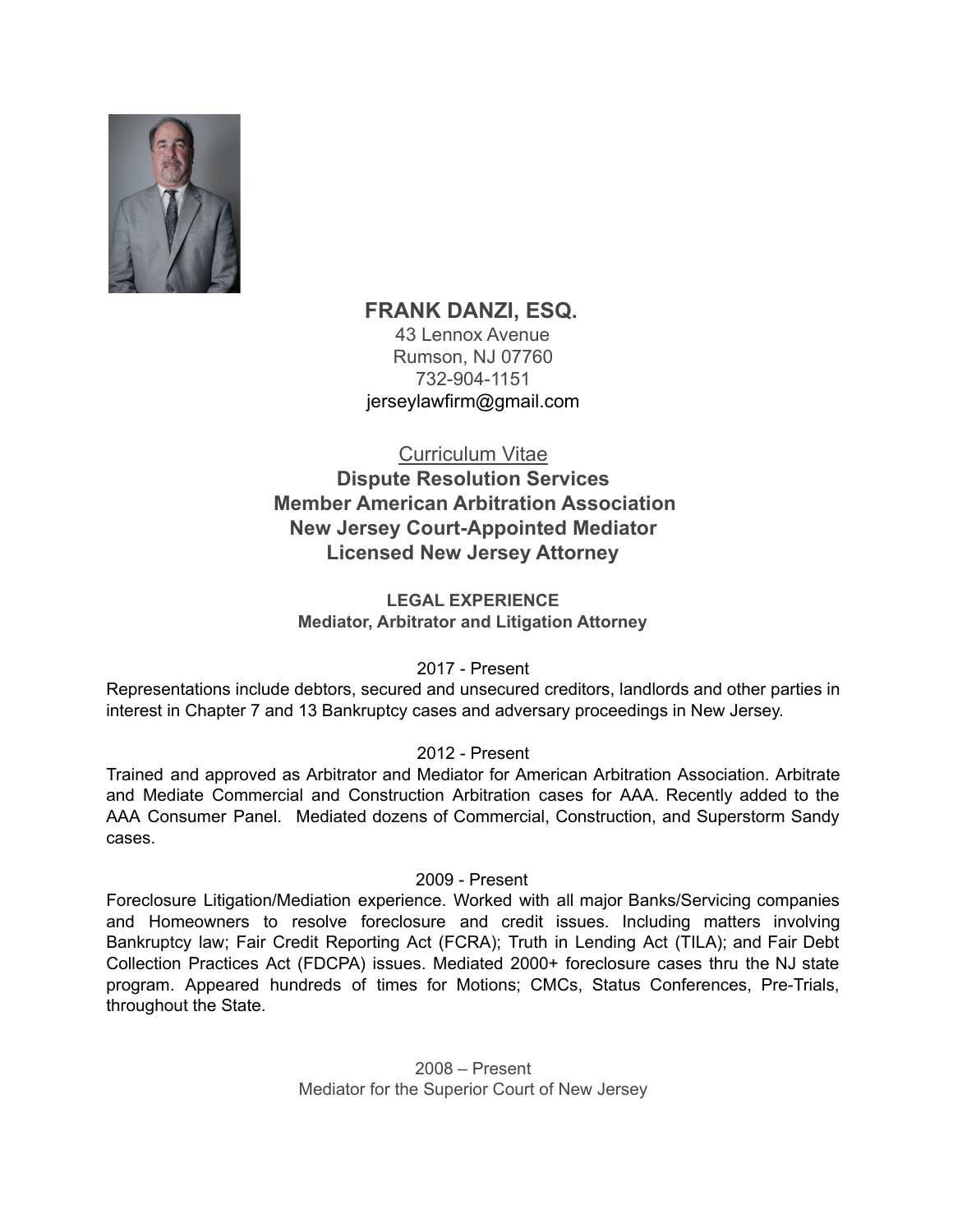# FRANK DANZI, ESQ.

43 Lennox Avenue
Rumson, NJ 07760
732-904-1151
jerseylawfirm@gmail.com

Curriculum Vitae

**Dispute Resolution Services**
**Member American Arbitration Association**
**New Jersey Court-Appointed Mediator**
**Licensed New Jersey Attorney**

## LEGAL EXPERIENCE

**Mediator, Arbitrator and Litigation Attorney**

2017 - Present

Representations include debtors, secured and unsecured creditors, landlords and other parties in interest in Chapter 7 and 13 Bankruptcy cases and adversary proceedings in New Jersey.

2012 - Present

Trained and approved as Arbitrator and Mediator for American Arbitration Association. Arbitrate and Mediate Commercial and Construction Arbitration cases for AAA. Recently added to the AAA Consumer Panel. Mediated dozens of Commercial, Construction, and Superstorm Sandy cases.

2009 - Present

Foreclosure Litigation/Mediation experience. Worked with all major Banks/Servicing companies and Homeowners to resolve foreclosure and credit issues. Including matters involving Bankruptcy law; Fair Credit Reporting Act (FCRA); Truth in Lending Act (TILA); and Fair Debt Collection Practices Act (FDCPA) issues. Mediated 2000+ foreclosure cases thru the NJ state program. Appeared hundreds of times for Motions; CMCs, Status Conferences, Pre-Trials, throughout the State.

2008 – Present

Mediator for the Superior Court of New Jersey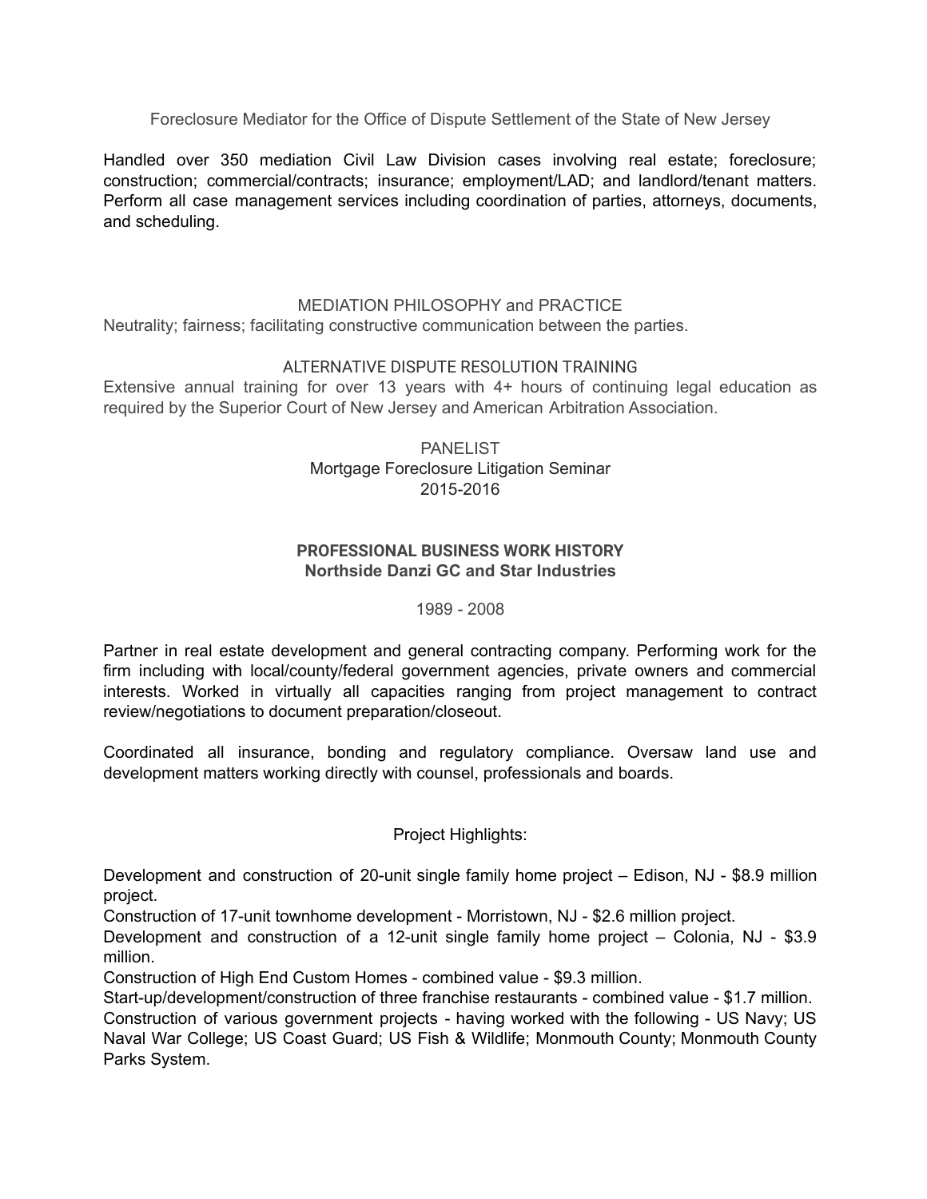Foreclosure Mediator for the Office of Dispute Settlement of the State of New Jersey

Handled over 350 mediation Civil Law Division cases involving real estate; foreclosure; construction; commercial/contracts; insurance; employment/LAD; and landlord/tenant matters. Perform all case management services including coordination of parties, attorneys, documents, and scheduling.

## MEDIATION PHILOSOPHY and PRACTICE

Neutrality; fairness; facilitating constructive communication between the parties.

## ALTERNATIVE DISPUTE RESOLUTION TRAINING

Extensive annual training for over 13 years with 4+ hours of continuing legal education as required by the Superior Court of New Jersey and American Arbitration Association.

## PANELIST

Mortgage Foreclosure Litigation Seminar
2015-2016

## PROFESSIONAL BUSINESS WORK HISTORY

**Northside Danzi GC and Star Industries**

1989 - 2008

Partner in real estate development and general contracting company. Performing work for the firm including with local/county/federal government agencies, private owners and commercial interests. Worked in virtually all capacities ranging from project management to contract review/negotiations to document preparation/closeout.

Coordinated all insurance, bonding and regulatory compliance. Oversaw land use and development matters working directly with counsel, professionals and boards.

Project Highlights:

Development and construction of 20-unit single family home project – Edison, NJ - $8.9 million project.
Construction of 17-unit townhome development - Morristown, NJ - $2.6 million project.
Development and construction of a 12-unit single family home project – Colonia, NJ - $3.9 million.
Construction of High End Custom Homes - combined value - $9.3 million.
Start-up/development/construction of three franchise restaurants - combined value - $1.7 million.
Construction of various government projects - having worked with the following - US Navy; US Naval War College; US Coast Guard; US Fish & Wildlife; Monmouth County; Monmouth County Parks System.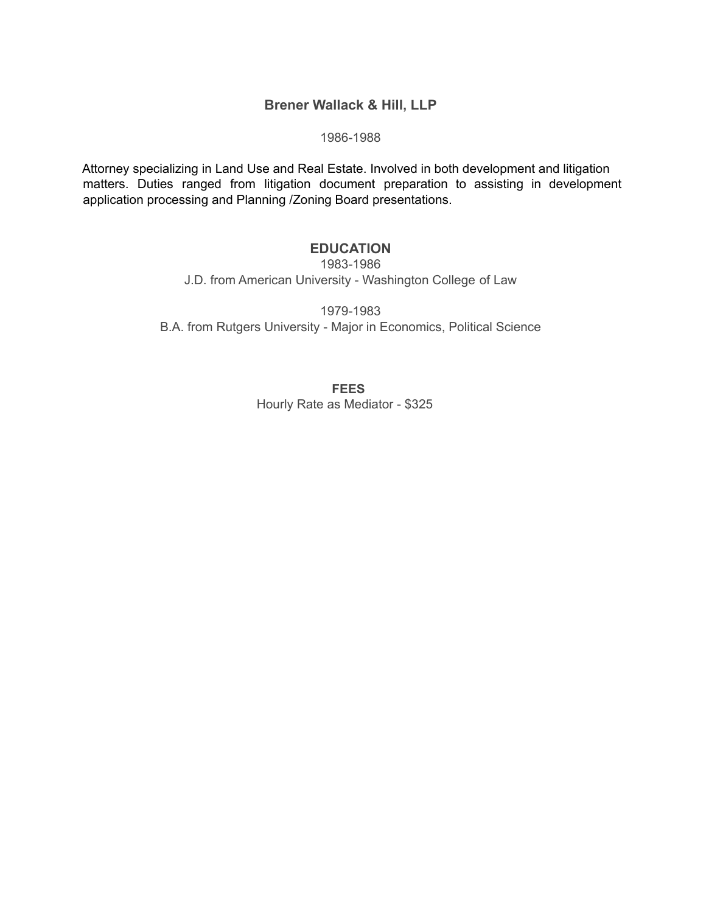**Brener Wallack & Hill, LLP**

1986-1988

Attorney specializing in Land Use and Real Estate. Involved in both development and litigation matters. Duties ranged from litigation document preparation to assisting in development application processing and Planning /Zoning Board presentations.

## EDUCATION

1983-1986

J.D. from American University - Washington College of Law

1979-1983

B.A. from Rutgers University - Major in Economics, Political Science

## FEES

Hourly Rate as Mediator - $325